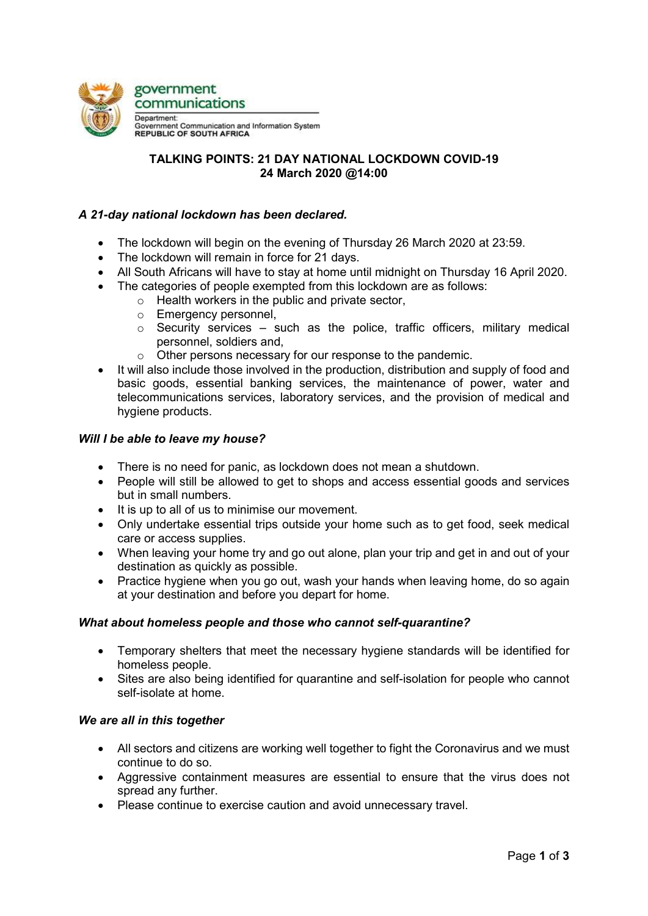government communications

Department:
Government Communication and Information System
REPUBLIC OF SOUTH AFRICA

# TALKING POINTS: 21 DAY NATIONAL LOCKDOWN COVID-19
## 24 March 2020 @14:00

### *A 21-day national lockdown has been declared.*

- The lockdown will begin on the evening of Thursday 26 March 2020 at 23:59.
- The lockdown will remain in force for 21 days.
- All South Africans will have to stay at home until midnight on Thursday 16 April 2020.
- The categories of people exempted from this lockdown are as follows:
    - Health workers in the public and private sector,
    - Emergency personnel,
    - Security services – such as the police, traffic officers, military medical personnel, soldiers and,
    - Other persons necessary for our response to the pandemic.
- It will also include those involved in the production, distribution and supply of food and basic goods, essential banking services, the maintenance of power, water and telecommunications services, laboratory services, and the provision of medical and hygiene products.

### *Will I be able to leave my house?*

- There is no need for panic, as lockdown does not mean a shutdown.
- People will still be allowed to get to shops and access essential goods and services but in small numbers.
- It is up to all of us to minimise our movement.
- Only undertake essential trips outside your home such as to get food, seek medical care or access supplies.
- When leaving your home try and go out alone, plan your trip and get in and out of your destination as quickly as possible.
- Practice hygiene when you go out, wash your hands when leaving home, do so again at your destination and before you depart for home.

### *What about homeless people and those who cannot self-quarantine?*

- Temporary shelters that meet the necessary hygiene standards will be identified for homeless people.
- Sites are also being identified for quarantine and self-isolation for people who cannot self-isolate at home.

### *We are all in this together*

- All sectors and citizens are working well together to fight the Coronavirus and we must continue to do so.
- Aggressive containment measures are essential to ensure that the virus does not spread any further.
- Please continue to exercise caution and avoid unnecessary travel.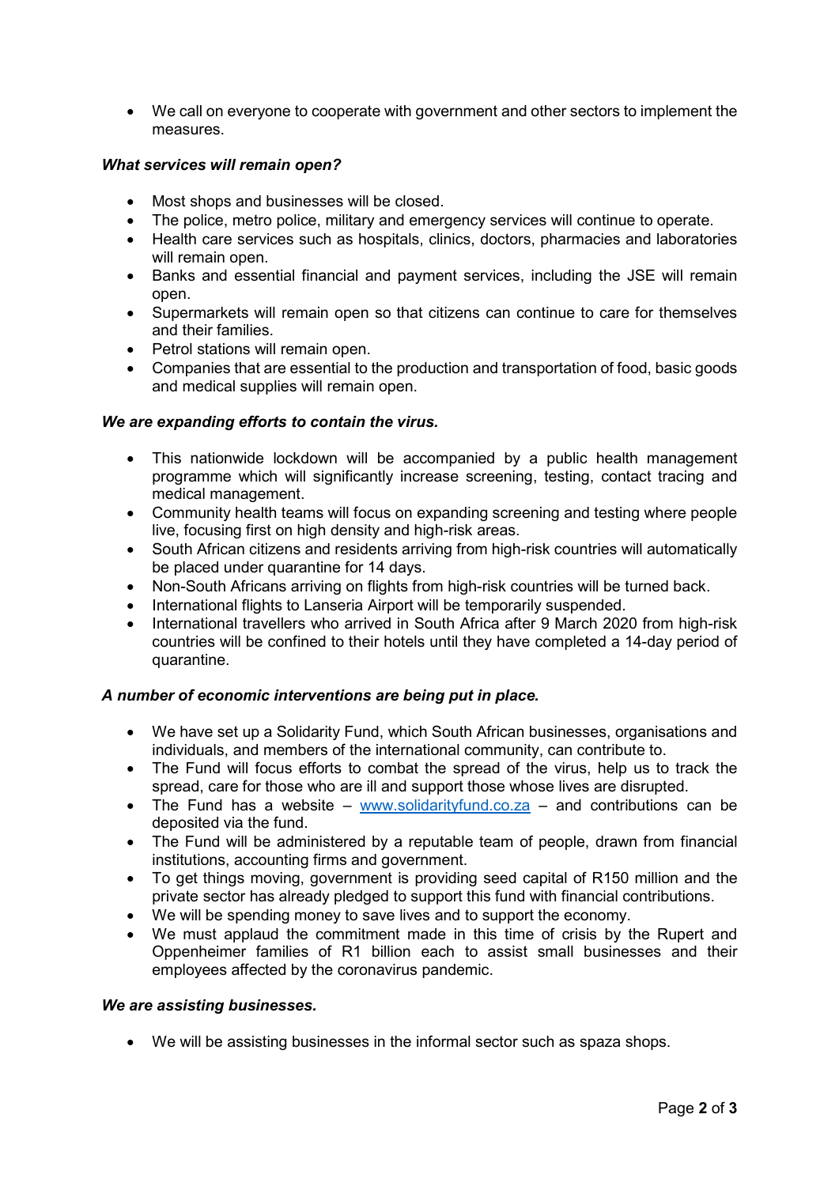- We call on everyone to cooperate with government and other sectors to implement the measures.

***What services will remain open?***

- Most shops and businesses will be closed.
- The police, metro police, military and emergency services will continue to operate.
- Health care services such as hospitals, clinics, doctors, pharmacies and laboratories will remain open.
- Banks and essential financial and payment services, including the JSE will remain open.
- Supermarkets will remain open so that citizens can continue to care for themselves and their families.
- Petrol stations will remain open.
- Companies that are essential to the production and transportation of food, basic goods and medical supplies will remain open.

***We are expanding efforts to contain the virus.***

- This nationwide lockdown will be accompanied by a public health management programme which will significantly increase screening, testing, contact tracing and medical management.
- Community health teams will focus on expanding screening and testing where people live, focusing first on high density and high-risk areas.
- South African citizens and residents arriving from high-risk countries will automatically be placed under quarantine for 14 days.
- Non-South Africans arriving on flights from high-risk countries will be turned back.
- International flights to Lanseria Airport will be temporarily suspended.
- International travellers who arrived in South Africa after 9 March 2020 from high-risk countries will be confined to their hotels until they have completed a 14-day period of quarantine.

***A number of economic interventions are being put in place.***

- We have set up a Solidarity Fund, which South African businesses, organisations and individuals, and members of the international community, can contribute to.
- The Fund will focus efforts to combat the spread of the virus, help us to track the spread, care for those who are ill and support those whose lives are disrupted.
- The Fund has a website – [www.solidarityfund.co.za](http://www.solidarityfund.co.za) – and contributions can be deposited via the fund.
- The Fund will be administered by a reputable team of people, drawn from financial institutions, accounting firms and government.
- To get things moving, government is providing seed capital of R150 million and the private sector has already pledged to support this fund with financial contributions.
- We will be spending money to save lives and to support the economy.
- We must applaud the commitment made in this time of crisis by the Rupert and Oppenheimer families of R1 billion each to assist small businesses and their employees affected by the coronavirus pandemic.

***We are assisting businesses.***

- We will be assisting businesses in the informal sector such as spaza shops.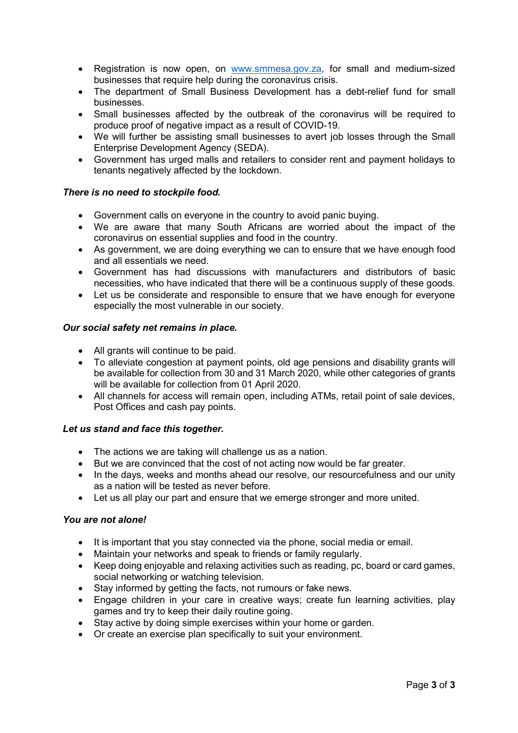- Registration is now open, on [www.smmesa.gov.za](http://www.smmesa.gov.za), for small and medium-sized businesses that require help during the coronavirus crisis.
- The department of Small Business Development has a debt-relief fund for small businesses.
- Small businesses affected by the outbreak of the coronavirus will be required to produce proof of negative impact as a result of COVID-19.
- We will further be assisting small businesses to avert job losses through the Small Enterprise Development Agency (SEDA).
- Government has urged malls and retailers to consider rent and payment holidays to tenants negatively affected by the lockdown.

***There is no need to stockpile food.***

- Government calls on everyone in the country to avoid panic buying.
- We are aware that many South Africans are worried about the impact of the coronavirus on essential supplies and food in the country.
- As government, we are doing everything we can to ensure that we have enough food and all essentials we need.
- Government has had discussions with manufacturers and distributors of basic necessities, who have indicated that there will be a continuous supply of these goods.
- Let us be considerate and responsible to ensure that we have enough for everyone especially the most vulnerable in our society.

***Our social safety net remains in place.***

- All grants will continue to be paid.
- To alleviate congestion at payment points, old age pensions and disability grants will be available for collection from 30 and 31 March 2020, while other categories of grants will be available for collection from 01 April 2020.
- All channels for access will remain open, including ATMs, retail point of sale devices, Post Offices and cash pay points.

***Let us stand and face this together.***

- The actions we are taking will challenge us as a nation.
- But we are convinced that the cost of not acting now would be far greater.
- In the days, weeks and months ahead our resolve, our resourcefulness and our unity as a nation will be tested as never before.
- Let us all play our part and ensure that we emerge stronger and more united.

***You are not alone!***

- It is important that you stay connected via the phone, social media or email.
- Maintain your networks and speak to friends or family regularly.
- Keep doing enjoyable and relaxing activities such as reading, pc, board or card games, social networking or watching television.
- Stay informed by getting the facts, not rumours or fake news.
- Engage children in your care in creative ways; create fun learning activities, play games and try to keep their daily routine going.
- Stay active by doing simple exercises within your home or garden.
- Or create an exercise plan specifically to suit your environment.